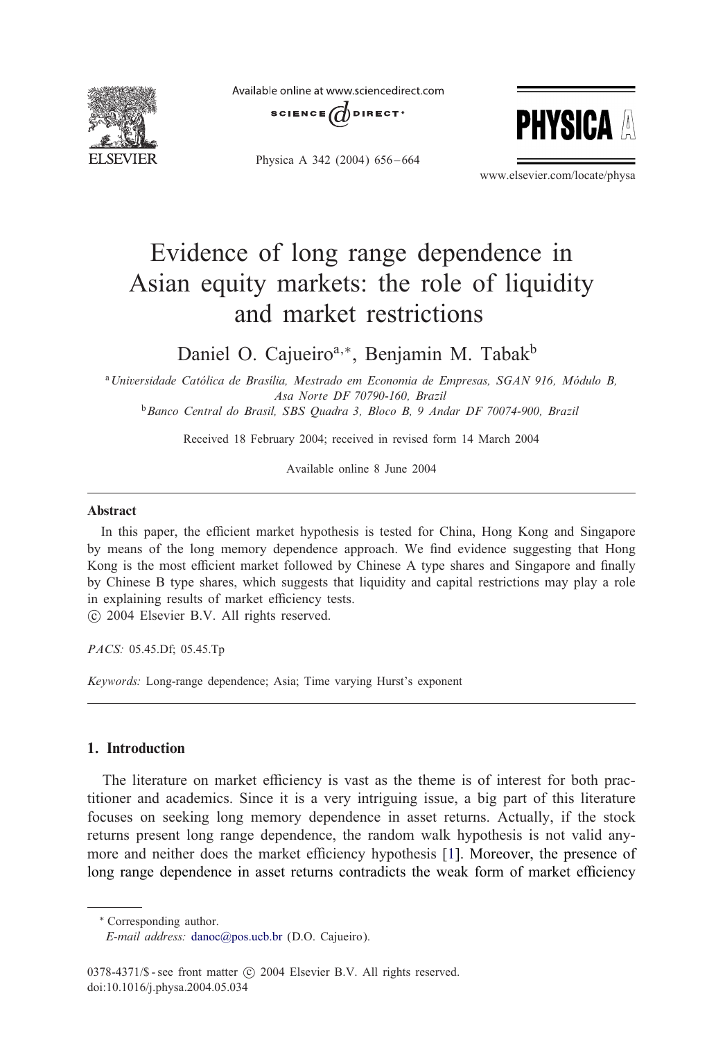# Evidence of long range dependence in Asian equity markets: the role of liquidity and market restrictions

Daniel O. Cajueiro[a,*], Benjamin M. Tabak[b]

[a] *Universidade Católica de Brasília, Mestrado em Economia de Empresas, SGAN 916, Módulo B, Asa Norte DF 70790-160, Brazil*

[b] *Banco Central do Brasil, SBS Quadra 3, Bloco B, 9 Andar DF 70074-900, Brazil*

Received 18 February 2004; received in revised form 14 March 2004

Available online 8 June 2004

## Abstract

In this paper, the efficient market hypothesis is tested for China, Hong Kong and Singapore by means of the long memory dependence approach. We find evidence suggesting that Hong Kong is the most efficient market followed by Chinese A type shares and Singapore and finally by Chinese B type shares, which suggests that liquidity and capital restrictions may play a role in explaining results of market efficiency tests.

© 2004 Elsevier B.V. All rights reserved.

*PACS:* 05.45.Df; 05.45.Tp

*Keywords:* Long-range dependence; Asia; Time varying Hurst's exponent

## 1. Introduction

The literature on market efficiency is vast as the theme is of interest for both practitioner and academics. Since it is a very intriguing issue, a big part of this literature focuses on seeking long memory dependence in asset returns. Actually, if the stock returns present long range dependence, the random walk hypothesis is not valid anymore and neither does the market efficiency hypothesis [1]. Moreover, the presence of long range dependence in asset returns contradicts the weak form of market efficiency

---

* Corresponding author.

*E-mail address:* danoc@pos.ucb.br (D.O. Cajueiro).

0378-4371/$ - see front matter © 2004 Elsevier B.V. All rights reserved.
doi:10.1016/j.physa.2004.05.034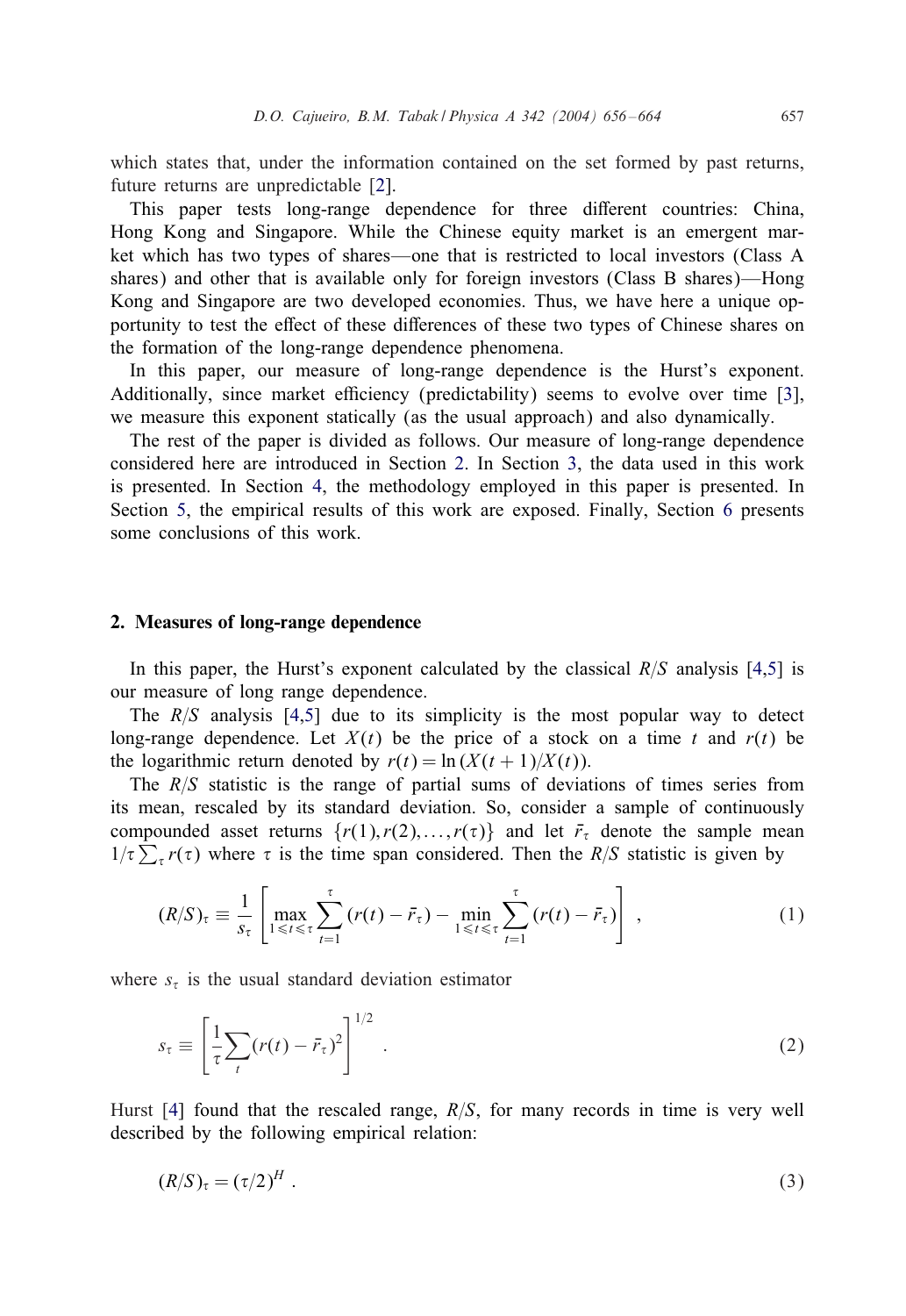which states that, under the information contained on the set formed by past returns, future returns are unpredictable [2].

This paper tests long-range dependence for three different countries: China, Hong Kong and Singapore. While the Chinese equity market is an emergent market which has two types of shares—one that is restricted to local investors (Class A shares) and other that is available only for foreign investors (Class B shares)—Hong Kong and Singapore are two developed economies. Thus, we have here a unique opportunity to test the effect of these differences of these two types of Chinese shares on the formation of the long-range dependence phenomena.

In this paper, our measure of long-range dependence is the Hurst's exponent. Additionally, since market efficiency (predictability) seems to evolve over time [3], we measure this exponent statically (as the usual approach) and also dynamically.

The rest of the paper is divided as follows. Our measure of long-range dependence considered here are introduced in Section 2. In Section 3, the data used in this work is presented. In Section 4, the methodology employed in this paper is presented. In Section 5, the empirical results of this work are exposed. Finally, Section 6 presents some conclusions of this work.

## 2. Measures of long-range dependence

In this paper, the Hurst's exponent calculated by the classical $R/S$ analysis [4,5] is our measure of long range dependence.

The $R/S$ analysis [4,5] due to its simplicity is the most popular way to detect long-range dependence. Let $X(t)$ be the price of a stock on a time $t$ and $r(t)$ be the logarithmic return denoted by $r(t) = \ln(X(t+1)/X(t))$.

The $R/S$ statistic is the range of partial sums of deviations of times series from its mean, rescaled by its standard deviation. So, consider a sample of continuously compounded asset returns $\{r(1), r(2), \ldots, r(\tau)\}$ and let $\bar{r}_\tau$ denote the sample mean $1/\tau \sum_\tau r(\tau)$ where $\tau$ is the time span considered. Then the $R/S$ statistic is given by

$$(R/S)_\tau \equiv \frac{1}{s_\tau}\left[\max_{1\leqslant t\leqslant \tau}\sum_{t=1}^{\tau}(r(t)-\bar{r}_\tau) - \min_{1\leqslant t\leqslant \tau}\sum_{t=1}^{\tau}(r(t)-\bar{r}_\tau)\right], \tag{1}$$

where $s_\tau$ is the usual standard deviation estimator

$$s_\tau \equiv \left[\frac{1}{\tau}\sum_t (r(t)-\bar{r}_\tau)^2\right]^{1/2}. \tag{2}$$

Hurst [4] found that the rescaled range, $R/S$, for many records in time is very well described by the following empirical relation:

$$(R/S)_\tau = (\tau/2)^H. \tag{3}$$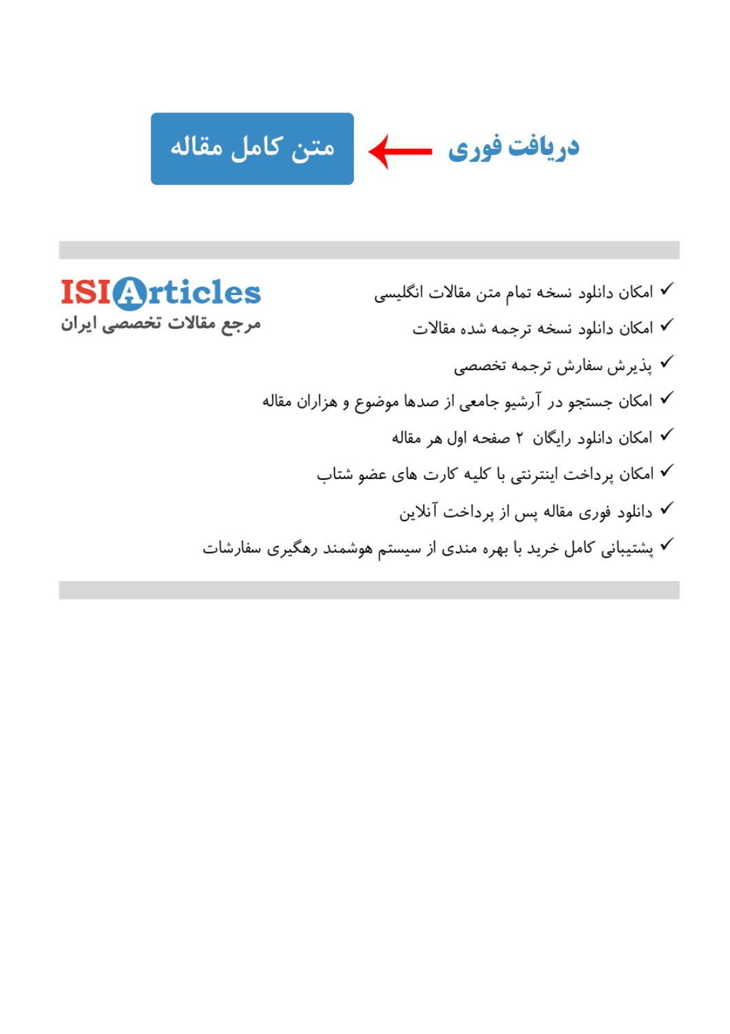دریافت فوری ← **متن کامل مقاله**

**ISIArticles**
مرجع مقالات تخصصی ایران

- ✓ امکان دانلود نسخه تمام متن مقالات انگلیسی
- ✓ امکان دانلود نسخه ترجمه شده مقالات
- ✓ پذیرش سفارش ترجمه تخصصی
- ✓ امکان جستجو در آرشیو جامعی از صدها موضوع و هزاران مقاله
- ✓ امکان دانلود رایگان ۲ صفحه اول هر مقاله
- ✓ امکان پرداخت اینترنتی با کلیه کارت های عضو شتاب
- ✓ دانلود فوری مقاله پس از پرداخت آنلاین
- ✓ پشتیبانی کامل خرید با بهره مندی از سیستم هوشمند رهگیری سفارشات